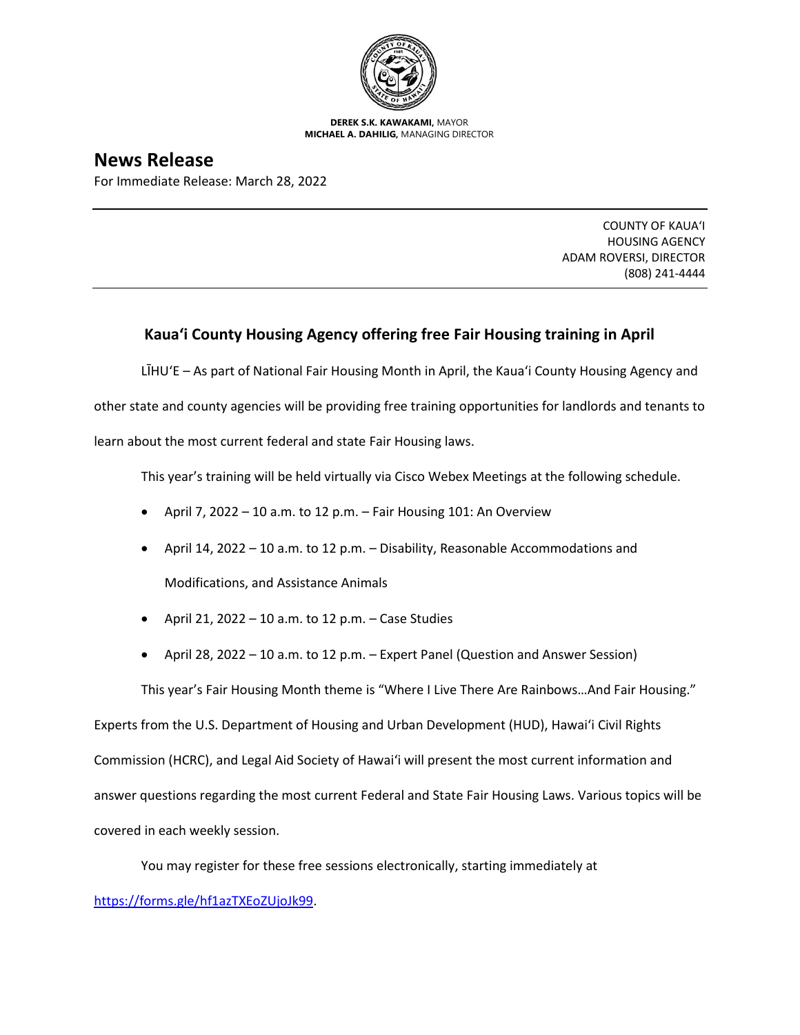**DEREK S.K. KAWAKAMI,** MAYOR
**MICHAEL A. DAHILIG,** MANAGING DIRECTOR

# News Release

For Immediate Release: March 28, 2022

COUNTY OF KAUAʻI
HOUSING AGENCY
ADAM ROVERSI, DIRECTOR
(808) 241-4444

## Kauaʻi County Housing Agency offering free Fair Housing training in April

LĪHUʻE – As part of National Fair Housing Month in April, the Kauaʻi County Housing Agency and other state and county agencies will be providing free training opportunities for landlords and tenants to learn about the most current federal and state Fair Housing laws.

This year's training will be held virtually via Cisco Webex Meetings at the following schedule.

- April 7, 2022 – 10 a.m. to 12 p.m. – Fair Housing 101: An Overview
- April 14, 2022 – 10 a.m. to 12 p.m. – Disability, Reasonable Accommodations and Modifications, and Assistance Animals
- April 21, 2022 – 10 a.m. to 12 p.m. – Case Studies
- April 28, 2022 – 10 a.m. to 12 p.m. – Expert Panel (Question and Answer Session)

This year's Fair Housing Month theme is "Where I Live There Are Rainbows…And Fair Housing." Experts from the U.S. Department of Housing and Urban Development (HUD), Hawaiʻi Civil Rights Commission (HCRC), and Legal Aid Society of Hawaiʻi will present the most current information and answer questions regarding the most current Federal and State Fair Housing Laws. Various topics will be covered in each weekly session.

You may register for these free sessions electronically, starting immediately at https://forms.gle/hf1azTXEoZUjoJk99.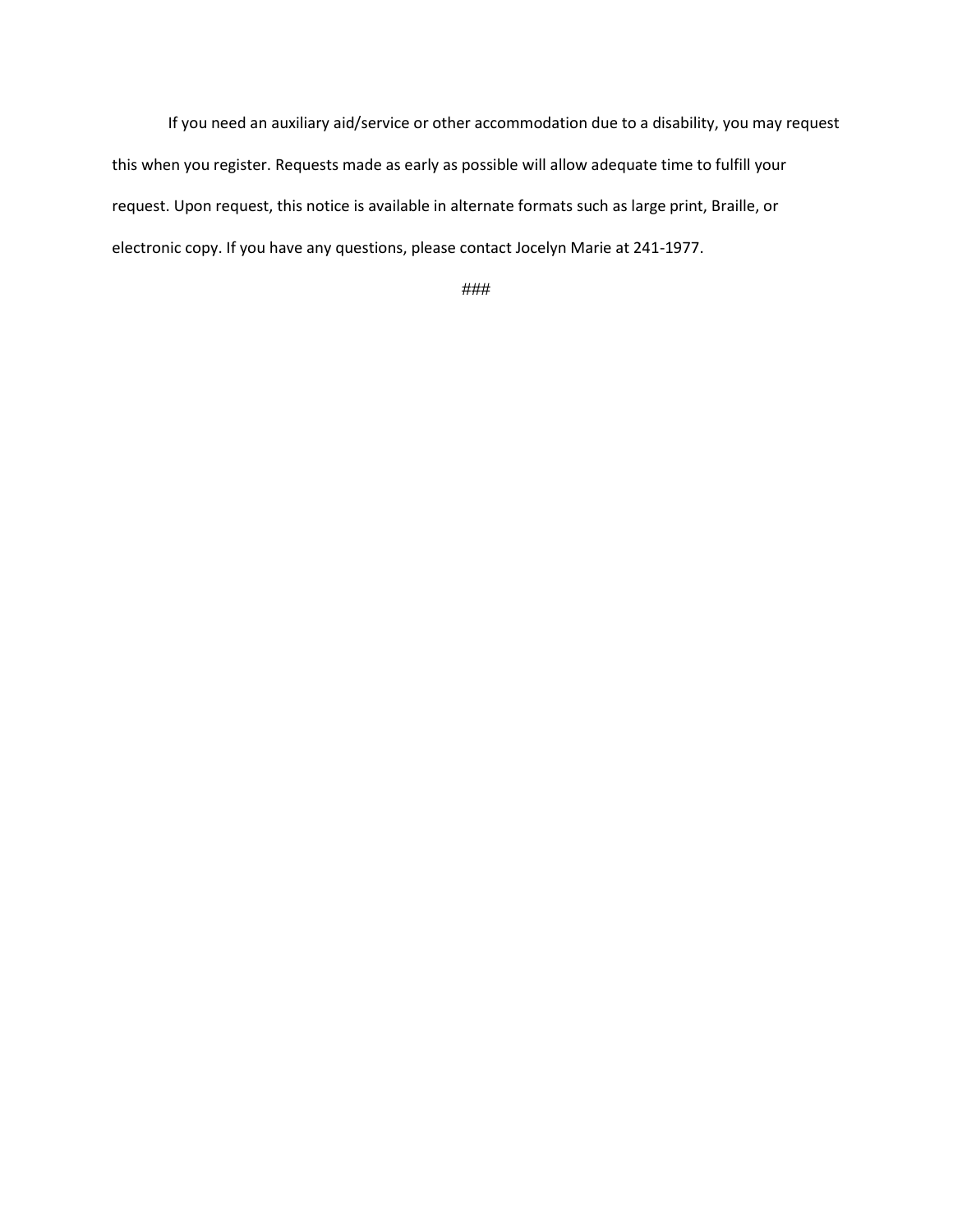If you need an auxiliary aid/service or other accommodation due to a disability, you may request this when you register. Requests made as early as possible will allow adequate time to fulfill your request. Upon request, this notice is available in alternate formats such as large print, Braille, or electronic copy. If you have any questions, please contact Jocelyn Marie at 241-1977.

###